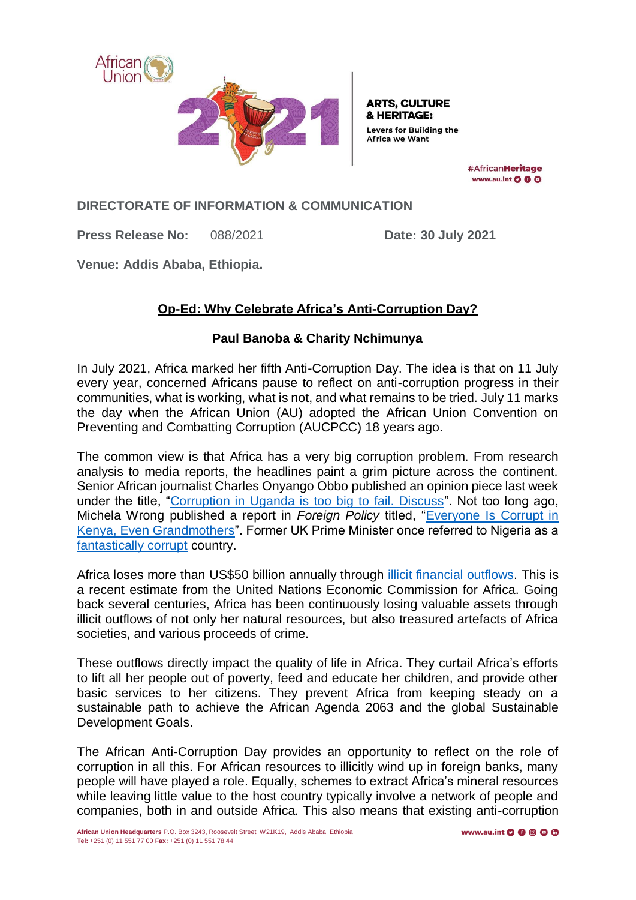African Union

**ARTS, CULTURE & HERITAGE:**
Levers for Building the Africa we Want

#AfricanHeritage
www.au.int

**DIRECTORATE OF INFORMATION & COMMUNICATION**

**Press Release No:** 088/2021 **Date: 30 July 2021**

**Venue: Addis Ababa, Ethiopia.**

## Op-Ed: Why Celebrate Africa's Anti-Corruption Day?

**Paul Banoba & Charity Nchimunya**

In July 2021, Africa marked her fifth Anti-Corruption Day. The idea is that on 11 July every year, concerned Africans pause to reflect on anti-corruption progress in their communities, what is working, what is not, and what remains to be tried. July 11 marks the day when the African Union (AU) adopted the African Union Convention on Preventing and Combatting Corruption (AUCPCC) 18 years ago.

The common view is that Africa has a very big corruption problem. From research analysis to media reports, the headlines paint a grim picture across the continent. Senior African journalist Charles Onyango Obbo published an opinion piece last week under the title, "Corruption in Uganda is too big to fail. Discuss". Not too long ago, Michela Wrong published a report in *Foreign Policy* titled, "Everyone Is Corrupt in Kenya, Even Grandmothers". Former UK Prime Minister once referred to Nigeria as a fantastically corrupt country.

Africa loses more than US$50 billion annually through illicit financial outflows. This is a recent estimate from the United Nations Economic Commission for Africa. Going back several centuries, Africa has been continuously losing valuable assets through illicit outflows of not only her natural resources, but also treasured artefacts of Africa societies, and various proceeds of crime.

These outflows directly impact the quality of life in Africa. They curtail Africa's efforts to lift all her people out of poverty, feed and educate her children, and provide other basic services to her citizens. They prevent Africa from keeping steady on a sustainable path to achieve the African Agenda 2063 and the global Sustainable Development Goals.

The African Anti-Corruption Day provides an opportunity to reflect on the role of corruption in all this. For African resources to illicitly wind up in foreign banks, many people will have played a role. Equally, schemes to extract Africa's mineral resources while leaving little value to the host country typically involve a network of people and companies, both in and outside Africa. This also means that existing anti-corruption

**African Union Headquarters** P.O. Box 3243, Roosevelt Street W21K19, Addis Ababa, Ethiopia
**Tel:** +251 (0) 11 551 77 00 **Fax:** +251 (0) 11 551 78 44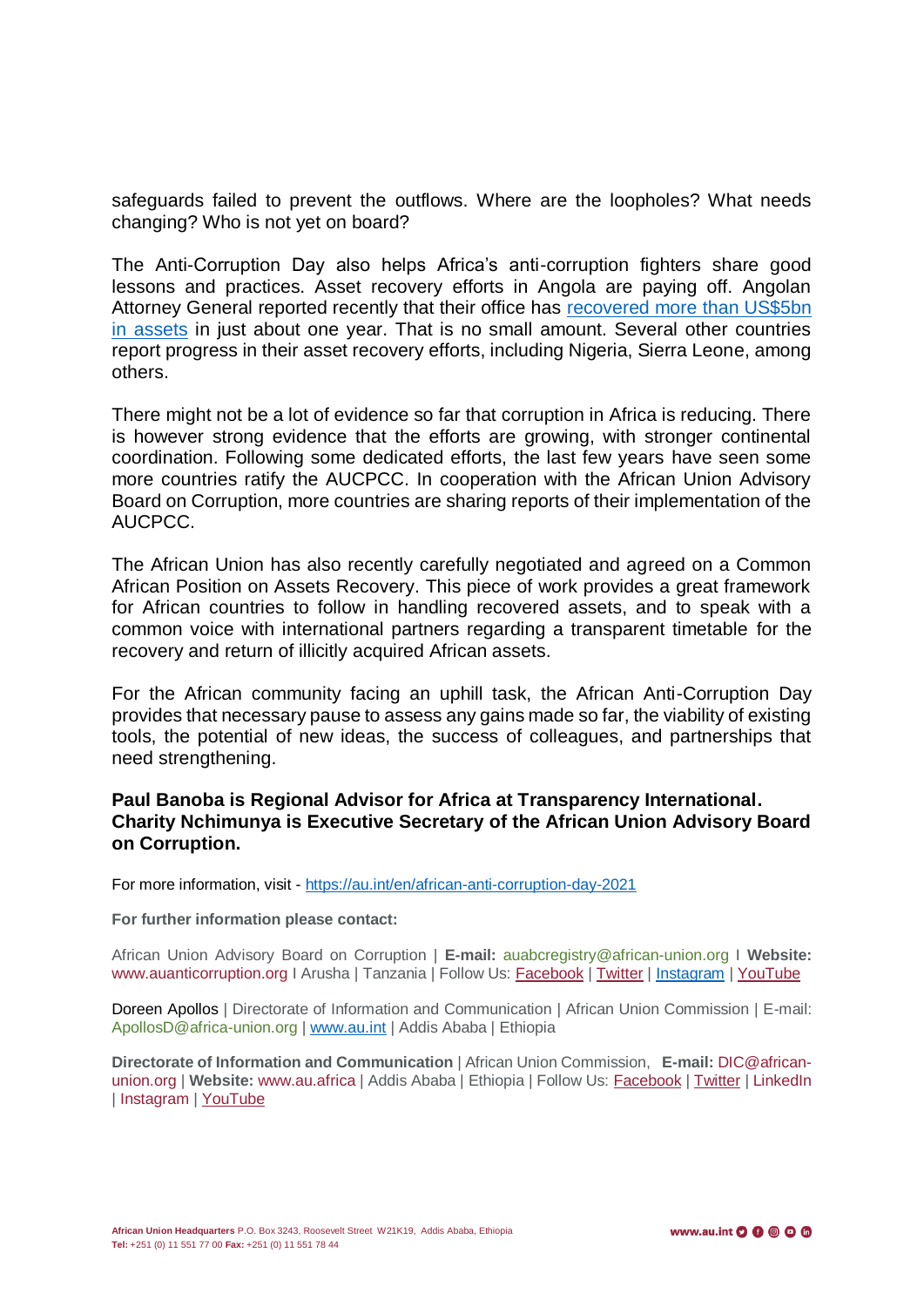safeguards failed to prevent the outflows. Where are the loopholes? What needs changing? Who is not yet on board?

The Anti-Corruption Day also helps Africa's anti-corruption fighters share good lessons and practices. Asset recovery efforts in Angola are paying off. Angolan Attorney General reported recently that their office has recovered more than US$5bn in assets in just about one year. That is no small amount. Several other countries report progress in their asset recovery efforts, including Nigeria, Sierra Leone, among others.

There might not be a lot of evidence so far that corruption in Africa is reducing. There is however strong evidence that the efforts are growing, with stronger continental coordination. Following some dedicated efforts, the last few years have seen some more countries ratify the AUCPCC. In cooperation with the African Union Advisory Board on Corruption, more countries are sharing reports of their implementation of the AUCPCC.

The African Union has also recently carefully negotiated and agreed on a Common African Position on Assets Recovery. This piece of work provides a great framework for African countries to follow in handling recovered assets, and to speak with a common voice with international partners regarding a transparent timetable for the recovery and return of illicitly acquired African assets.

For the African community facing an uphill task, the African Anti-Corruption Day provides that necessary pause to assess any gains made so far, the viability of existing tools, the potential of new ideas, the success of colleagues, and partnerships that need strengthening.

**Paul Banoba is Regional Advisor for Africa at Transparency International. Charity Nchimunya is Executive Secretary of the African Union Advisory Board on Corruption.**

For more information, visit - https://au.int/en/african-anti-corruption-day-2021

**For further information please contact:**

African Union Advisory Board on Corruption | **E-mail:** auabcregistry@african-union.org I **Website:** www.auanticorruption.org I Arusha | Tanzania | Follow Us: Facebook | Twitter | Instagram | YouTube

Doreen Apollos | Directorate of Information and Communication | African Union Commission | E-mail: ApollosD@africa-union.org | www.au.int | Addis Ababa | Ethiopia

**Directorate of Information and Communication** | African Union Commission, **E-mail:** DIC@african-union.org | **Website:** www.au.africa | Addis Ababa | Ethiopia | Follow Us: Facebook | Twitter | LinkedIn | Instagram | YouTube

**African Union Headquarters** P.O. Box 3243, Roosevelt Street W21K19, Addis Ababa, Ethiopia
**Tel:** +251 (0) 11 551 77 00 **Fax:** +251 (0) 11 551 78 44

www.au.int